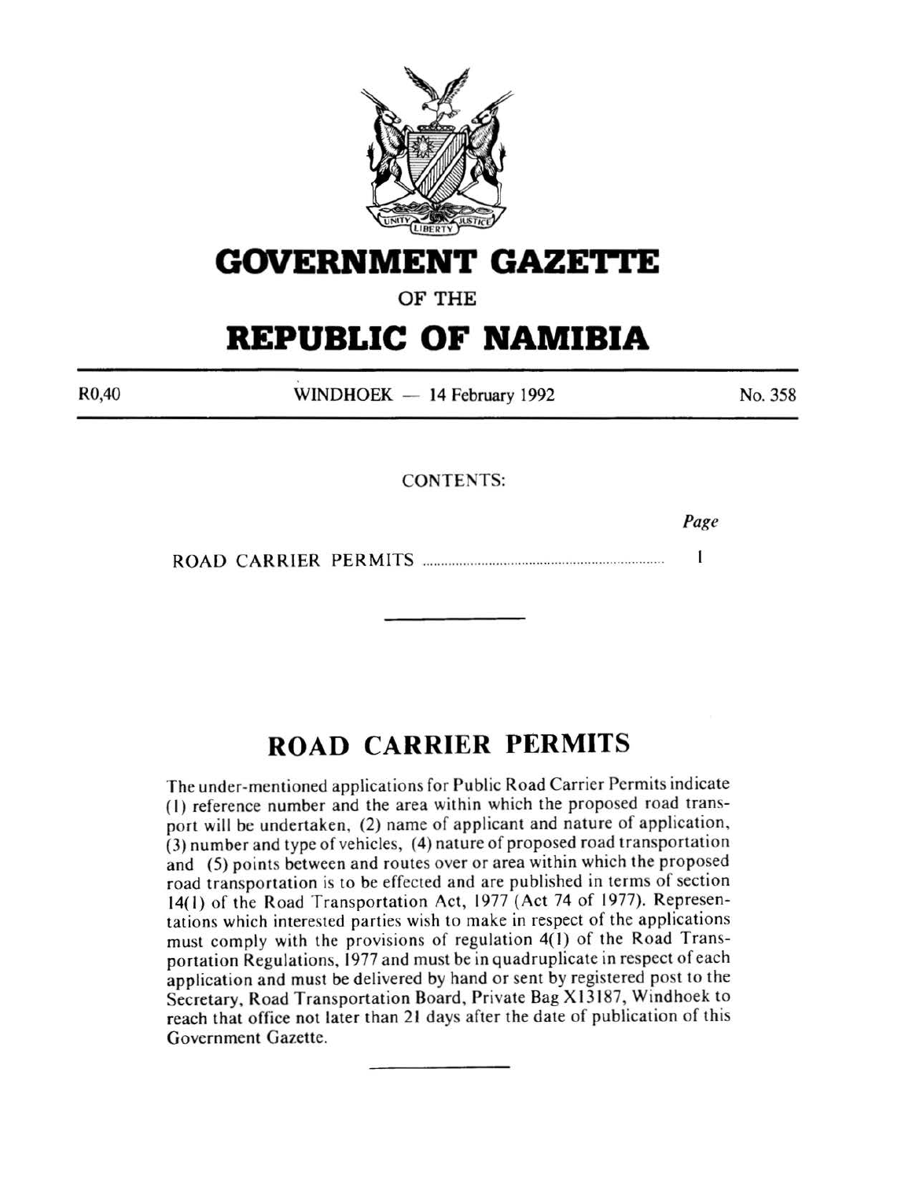# GOVERNMENT GAZETTE

OF THE

# REPUBLIC OF NAMIBIA

R0,40 WINDHOEK — 14 February 1992 No. 358

CONTENTS:

| | Page |
|---|---|
| ROAD CARRIER PERMITS | 1 |

---

## ROAD CARRIER PERMITS

The under-mentioned applications for Public Road Carrier Permits indicate (1) reference number and the area within which the proposed road transport will be undertaken, (2) name of applicant and nature of application, (3) number and type of vehicles, (4) nature of proposed road transportation and (5) points between and routes over or area within which the proposed road transportation is to be effected and are published in terms of section 14(1) of the Road Transportation Act, 1977 (Act 74 of 1977). Representations which interested parties wish to make in respect of the applications must comply with the provisions of regulation 4(1) of the Road Transportation Regulations, 1977 and must be in quadruplicate in respect of each application and must be delivered by hand or sent by registered post to the Secretary, Road Transportation Board, Private Bag X13187, Windhoek to reach that office not later than 21 days after the date of publication of this Government Gazette.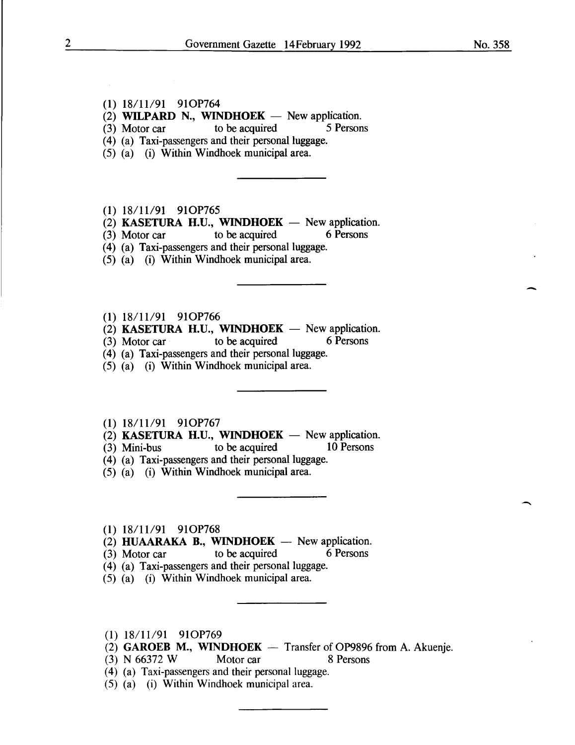(1) 18/11/91 91OP764  
(2) **WILPARD N., WINDHOEK** — New application.  
(3) Motor car to be acquired 5 Persons  
(4) (a) Taxi-passengers and their personal luggage.  
(5) (a) (i) Within Windhoek municipal area.

---

(1) 18/11/91 91OP765  
(2) **KASETURA H.U., WINDHOEK** — New application.  
(3) Motor car to be acquired 6 Persons  
(4) (a) Taxi-passengers and their personal luggage.  
(5) (a) (i) Within Windhoek municipal area.

---

(1) 18/11/91 91OP766  
(2) **KASETURA H.U., WINDHOEK** — New application.  
(3) Motor car to be acquired 6 Persons  
(4) (a) Taxi-passengers and their personal luggage.  
(5) (a) (i) Within Windhoek municipal area.

---

(1) 18/11/91 91OP767  
(2) **KASETURA H.U., WINDHOEK** — New application.  
(3) Mini-bus to be acquired 10 Persons  
(4) (a) Taxi-passengers and their personal luggage.  
(5) (a) (i) Within Windhoek municipal area.

---

(1) 18/11/91 91OP768  
(2) **HUAARAKA B., WINDHOEK** — New application.  
(3) Motor car to be acquired 6 Persons  
(4) (a) Taxi-passengers and their personal luggage.  
(5) (a) (i) Within Windhoek municipal area.

---

(1) 18/11/91 91OP769  
(2) **GAROEB M., WINDHOEK** — Transfer of OP9896 from A. Akuenje.  
(3) N 66372 W Motor car 8 Persons  
(4) (a) Taxi-passengers and their personal luggage.  
(5) (a) (i) Within Windhoek municipal area.

---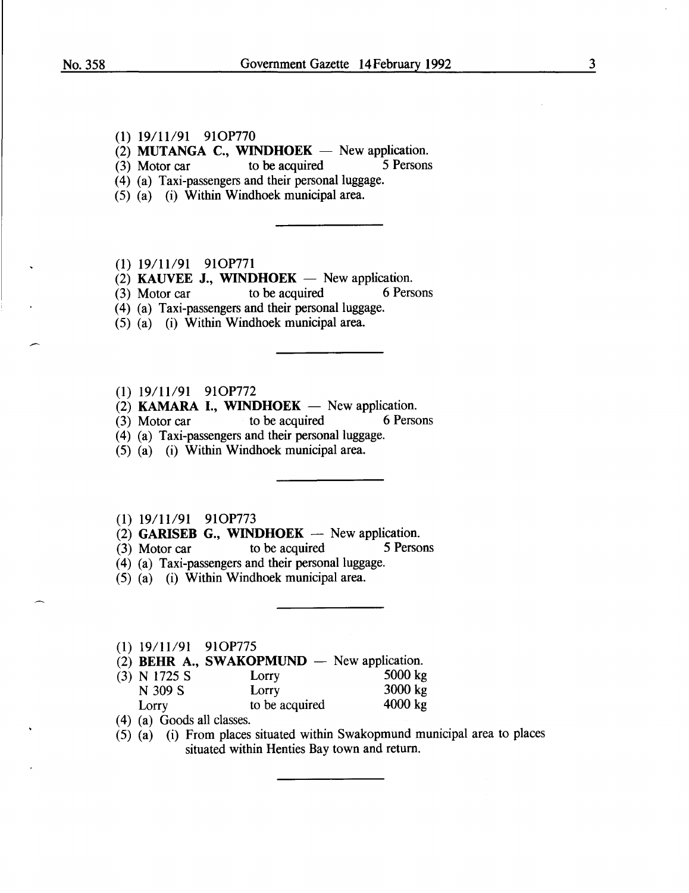(1) 19/11/91 91OP770
(2) **MUTANGA C., WINDHOEK** — New application.
(3) Motor car to be acquired 5 Persons
(4) (a) Taxi-passengers and their personal luggage.
(5) (a) (i) Within Windhoek municipal area.

---

(1) 19/11/91 91OP771
(2) **KAUVEE J., WINDHOEK** — New application.
(3) Motor car to be acquired 6 Persons
(4) (a) Taxi-passengers and their personal luggage.
(5) (a) (i) Within Windhoek municipal area.

---

(1) 19/11/91 91OP772
(2) **KAMARA I., WINDHOEK** — New application.
(3) Motor car to be acquired 6 Persons
(4) (a) Taxi-passengers and their personal luggage.
(5) (a) (i) Within Windhoek municipal area.

---

(1) 19/11/91 91OP773
(2) **GARISEB G., WINDHOEK** — New application.
(3) Motor car to be acquired 5 Persons
(4) (a) Taxi-passengers and their personal luggage.
(5) (a) (i) Within Windhoek municipal area.

---

(1) 19/11/91 91OP775
(2) **BEHR A., SWAKOPMUND** — New application.
(3) N 1725 S Lorry 5000 kg
N 309 S Lorry 3000 kg
Lorry to be acquired 4000 kg
(4) (a) Goods all classes.
(5) (a) (i) From places situated within Swakopmund municipal area to places situated within Henties Bay town and return.

---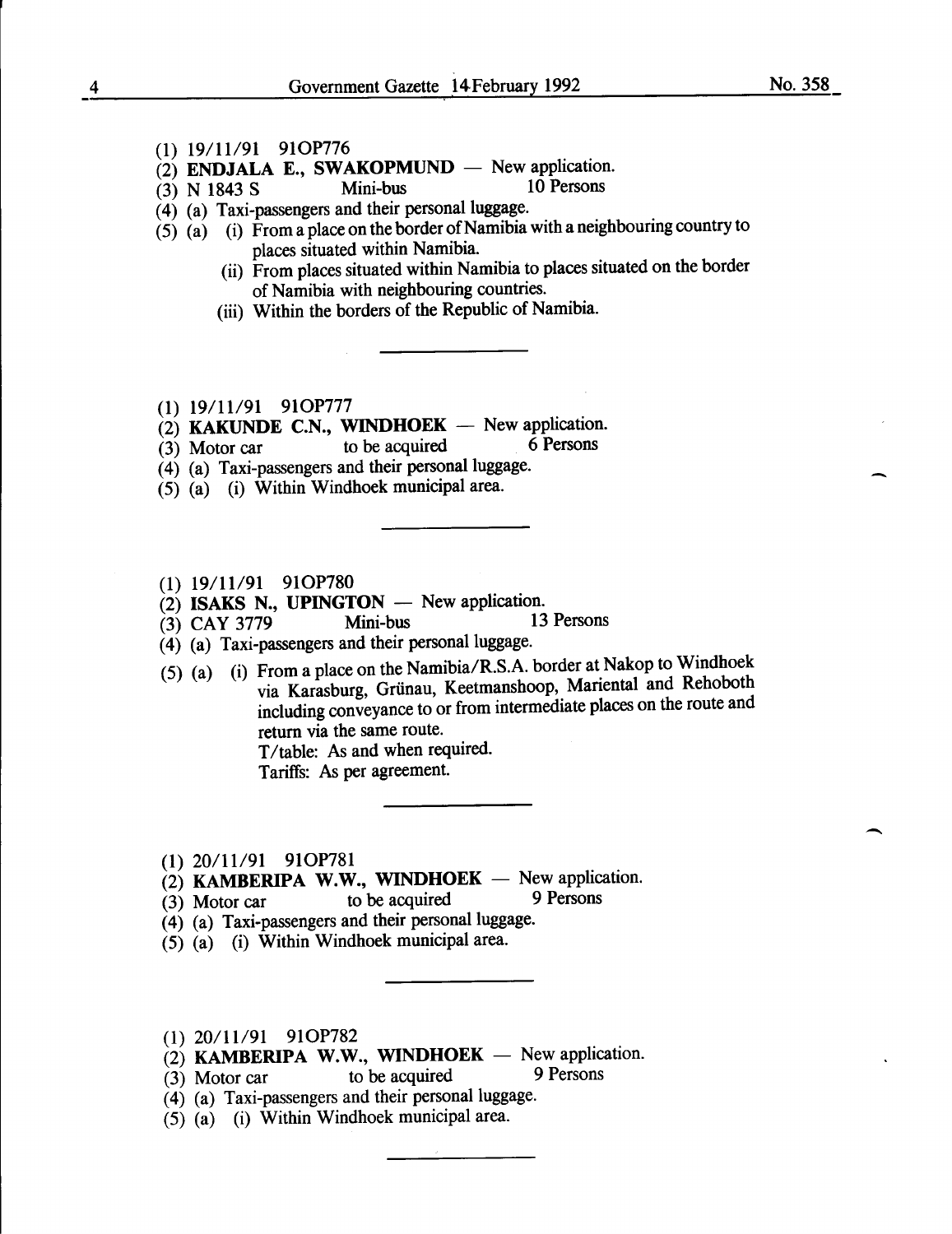(1) 19/11/91 91OP776

(2) **ENDJALA E., SWAKOPMUND** — New application.

(3) N 1843 S Mini-bus 10 Persons

(4) (a) Taxi-passengers and their personal luggage.

(5) (a) (i) From a place on the border of Namibia with a neighbouring country to places situated within Namibia.

(ii) From places situated within Namibia to places situated on the border of Namibia with neighbouring countries.

(iii) Within the borders of the Republic of Namibia.

---

(1) 19/11/91 91OP777

(2) **KAKUNDE C.N., WINDHOEK** — New application.

(3) Motor car to be acquired 6 Persons

(4) (a) Taxi-passengers and their personal luggage.

(5) (a) (i) Within Windhoek municipal area.

---

(1) 19/11/91 91OP780

(2) **ISAKS N., UPINGTON** — New application.

(3) CAY 3779 Mini-bus 13 Persons

(4) (a) Taxi-passengers and their personal luggage.

(5) (a) (i) From a place on the Namibia/R.S.A. border at Nakop to Windhoek via Karasburg, Grünau, Keetmanshoop, Mariental and Rehoboth including conveyance to or from intermediate places on the route and return via the same route.

T/table: As and when required.

Tariffs: As per agreement.

---

(1) 20/11/91 91OP781

(2) **KAMBERIPA W.W., WINDHOEK** — New application.

(3) Motor car to be acquired 9 Persons

(4) (a) Taxi-passengers and their personal luggage.

(5) (a) (i) Within Windhoek municipal area.

---

(1) 20/11/91 91OP782

(2) **KAMBERIPA W.W., WINDHOEK** — New application.

(3) Motor car to be acquired 9 Persons

(4) (a) Taxi-passengers and their personal luggage.

(5) (a) (i) Within Windhoek municipal area.

---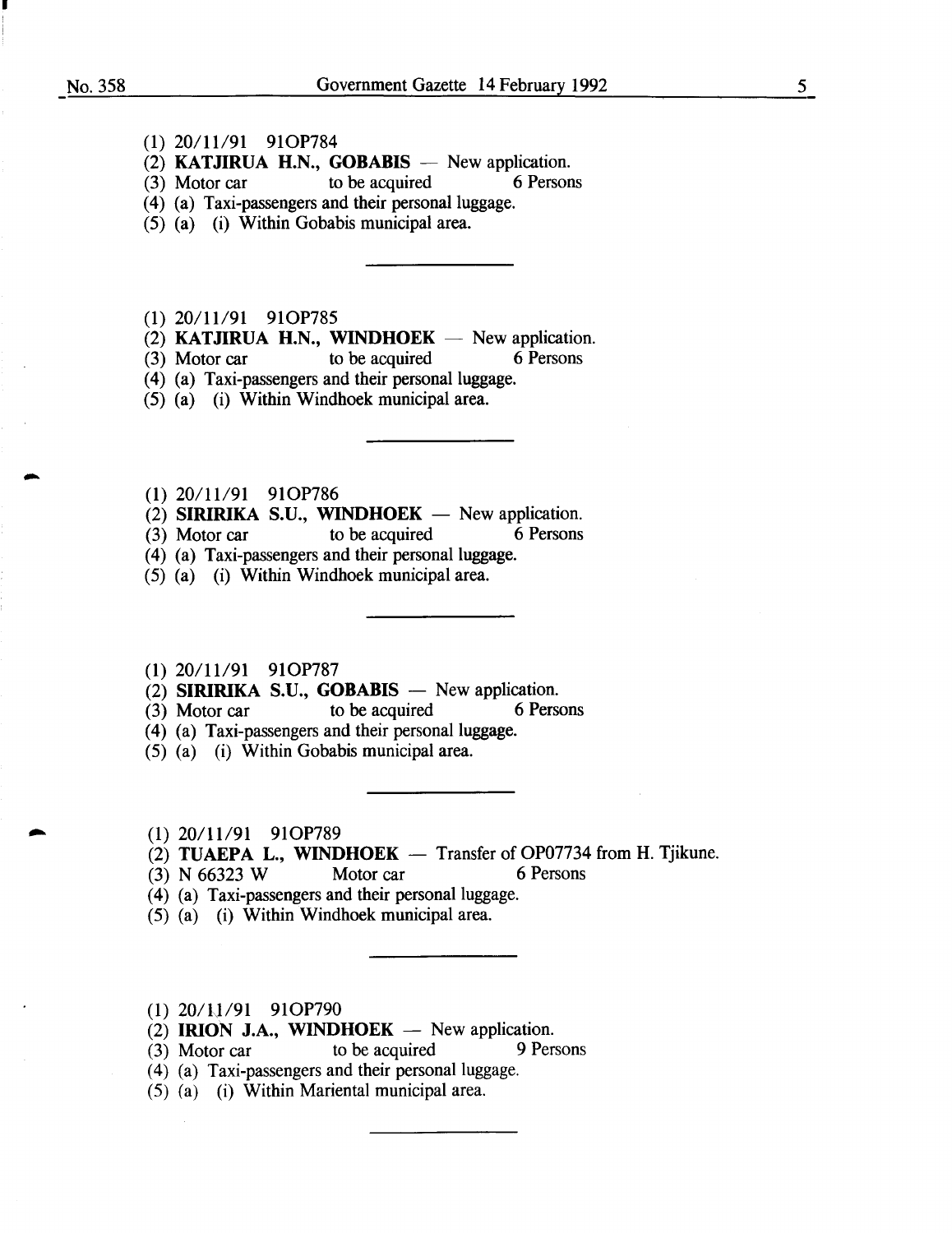(1) 20/11/91 91OP784
(2) **KATJIRUA H.N., GOBABIS** — New application.
(3) Motor car  to be acquired  6 Persons
(4) (a) Taxi-passengers and their personal luggage.
(5) (a) (i) Within Gobabis municipal area.

---

(1) 20/11/91 91OP785
(2) **KATJIRUA H.N., WINDHOEK** — New application.
(3) Motor car  to be acquired  6 Persons
(4) (a) Taxi-passengers and their personal luggage.
(5) (a) (i) Within Windhoek municipal area.

---

(1) 20/11/91 91OP786
(2) **SIRIRIKA S.U., WINDHOEK** — New application.
(3) Motor car  to be acquired  6 Persons
(4) (a) Taxi-passengers and their personal luggage.
(5) (a) (i) Within Windhoek municipal area.

---

(1) 20/11/91 91OP787
(2) **SIRIRIKA S.U., GOBABIS** — New application.
(3) Motor car  to be acquired  6 Persons
(4) (a) Taxi-passengers and their personal luggage.
(5) (a) (i) Within Gobabis municipal area.

---

(1) 20/11/91 91OP789
(2) **TUAEPA L., WINDHOEK** — Transfer of OP07734 from H. Tjikune.
(3) N 66323 W  Motor car  6 Persons
(4) (a) Taxi-passengers and their personal luggage.
(5) (a) (i) Within Windhoek municipal area.

---

(1) 20/11/91 91OP790
(2) **IRION J.A., WINDHOEK** — New application.
(3) Motor car  to be acquired  9 Persons
(4) (a) Taxi-passengers and their personal luggage.
(5) (a) (i) Within Mariental municipal area.

---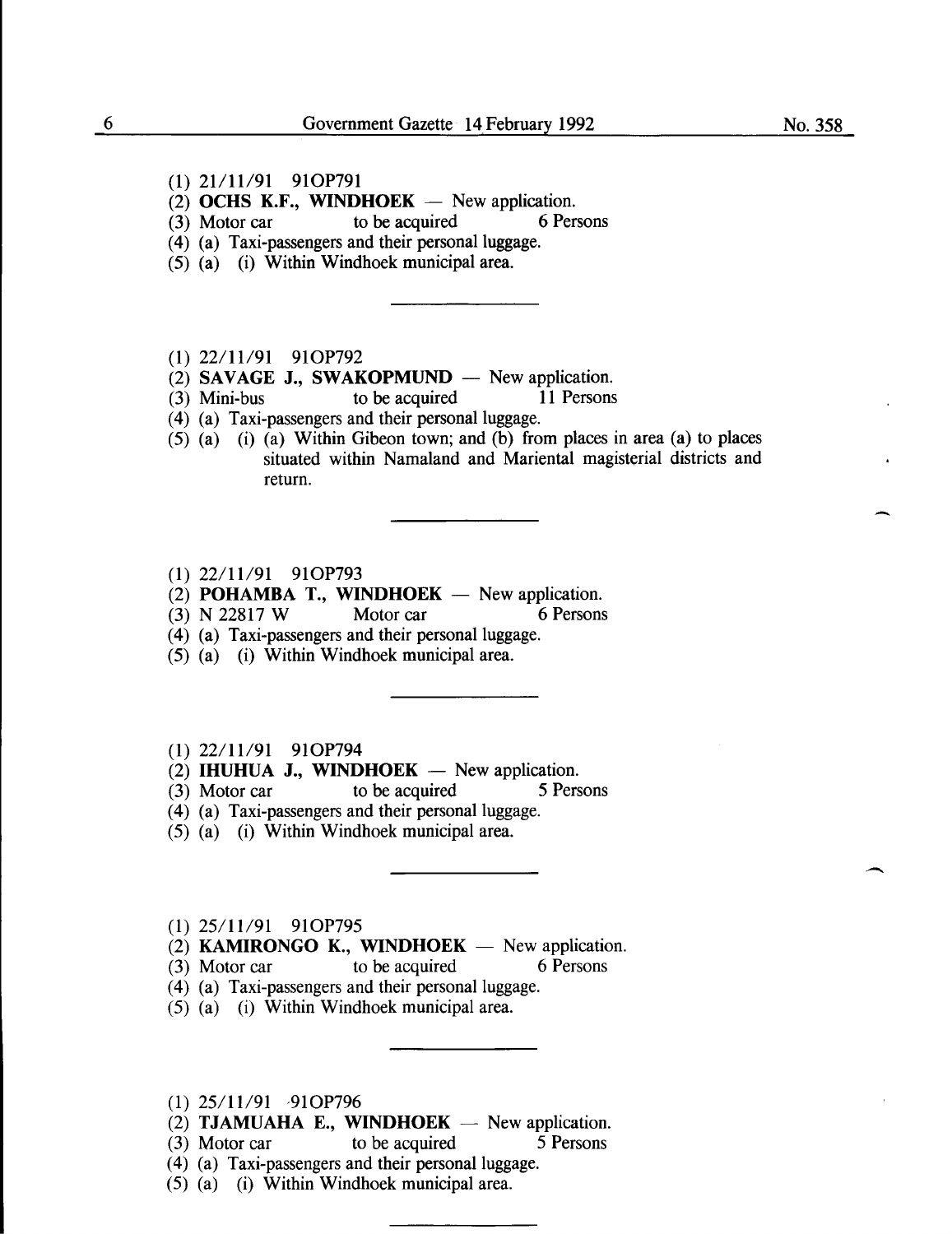(1) 21/11/91 91OP791

(2) **OCHS K.F., WINDHOEK** — New application.

(3) Motor car to be acquired 6 Persons

(4) (a) Taxi-passengers and their personal luggage.

(5) (a) (i) Within Windhoek municipal area.

---

(1) 22/11/91 91OP792

(2) **SAVAGE J., SWAKOPMUND** — New application.

(3) Mini-bus to be acquired 11 Persons

(4) (a) Taxi-passengers and their personal luggage.

(5) (a) (i) (a) Within Gibeon town; and (b) from places in area (a) to places situated within Namaland and Mariental magisterial districts and return.

---

(1) 22/11/91 91OP793

(2) **POHAMBA T., WINDHOEK** — New application.

(3) N 22817 W Motor car 6 Persons

(4) (a) Taxi-passengers and their personal luggage.

(5) (a) (i) Within Windhoek municipal area.

---

(1) 22/11/91 91OP794

(2) **IHUHUA J., WINDHOEK** — New application.

(3) Motor car to be acquired 5 Persons

(4) (a) Taxi-passengers and their personal luggage.

(5) (a) (i) Within Windhoek municipal area.

---

(1) 25/11/91 91OP795

(2) **KAMIRONGO K., WINDHOEK** — New application.

(3) Motor car to be acquired 6 Persons

(4) (a) Taxi-passengers and their personal luggage.

(5) (a) (i) Within Windhoek municipal area.

---

(1) 25/11/91 91OP796

(2) **TJAMUAHA E., WINDHOEK** — New application.

(3) Motor car to be acquired 5 Persons

(4) (a) Taxi-passengers and their personal luggage.

(5) (a) (i) Within Windhoek municipal area.

---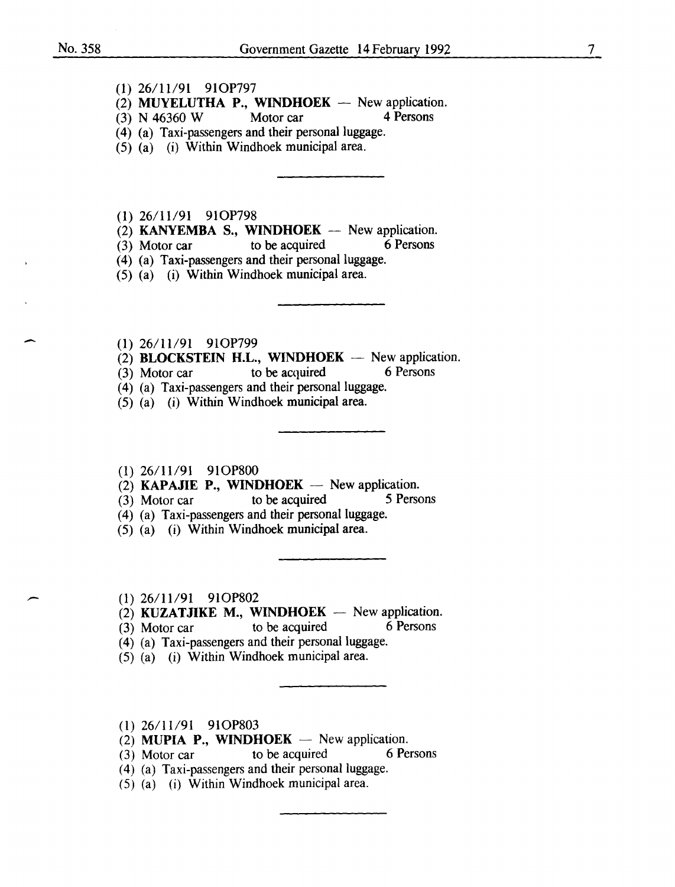(1) 26/11/91 91OP797

(2) **MUYELUTHA P., WINDHOEK** — New application.

(3) N 46360 W Motor car 4 Persons

(4) (a) Taxi-passengers and their personal luggage.

(5) (a) (i) Within Windhoek municipal area.

---

(1) 26/11/91 91OP798

(2) **KANYEMBA S., WINDHOEK** — New application.

(3) Motor car to be acquired 6 Persons

(4) (a) Taxi-passengers and their personal luggage.

(5) (a) (i) Within Windhoek municipal area.

---

(1) 26/11/91 91OP799

(2) **BLOCKSTEIN H.L., WINDHOEK** — New application.

(3) Motor car to be acquired 6 Persons

(4) (a) Taxi-passengers and their personal luggage.

(5) (a) (i) Within Windhoek municipal area.

---

(1) 26/11/91 91OP800

(2) **KAPAJIE P., WINDHOEK** — New application.

(3) Motor car to be acquired 5 Persons

(4) (a) Taxi-passengers and their personal luggage.

(5) (a) (i) Within Windhoek municipal area.

---

(1) 26/11/91 91OP802

(2) **KUZATJIKE M., WINDHOEK** — New application.

(3) Motor car to be acquired 6 Persons

(4) (a) Taxi-passengers and their personal luggage.

(5) (a) (i) Within Windhoek municipal area.

---

(1) 26/11/91 91OP803

(2) **MUPIA P., WINDHOEK** — New application.

(3) Motor car to be acquired 6 Persons

(4) (a) Taxi-passengers and their personal luggage.

(5) (a) (i) Within Windhoek municipal area.

---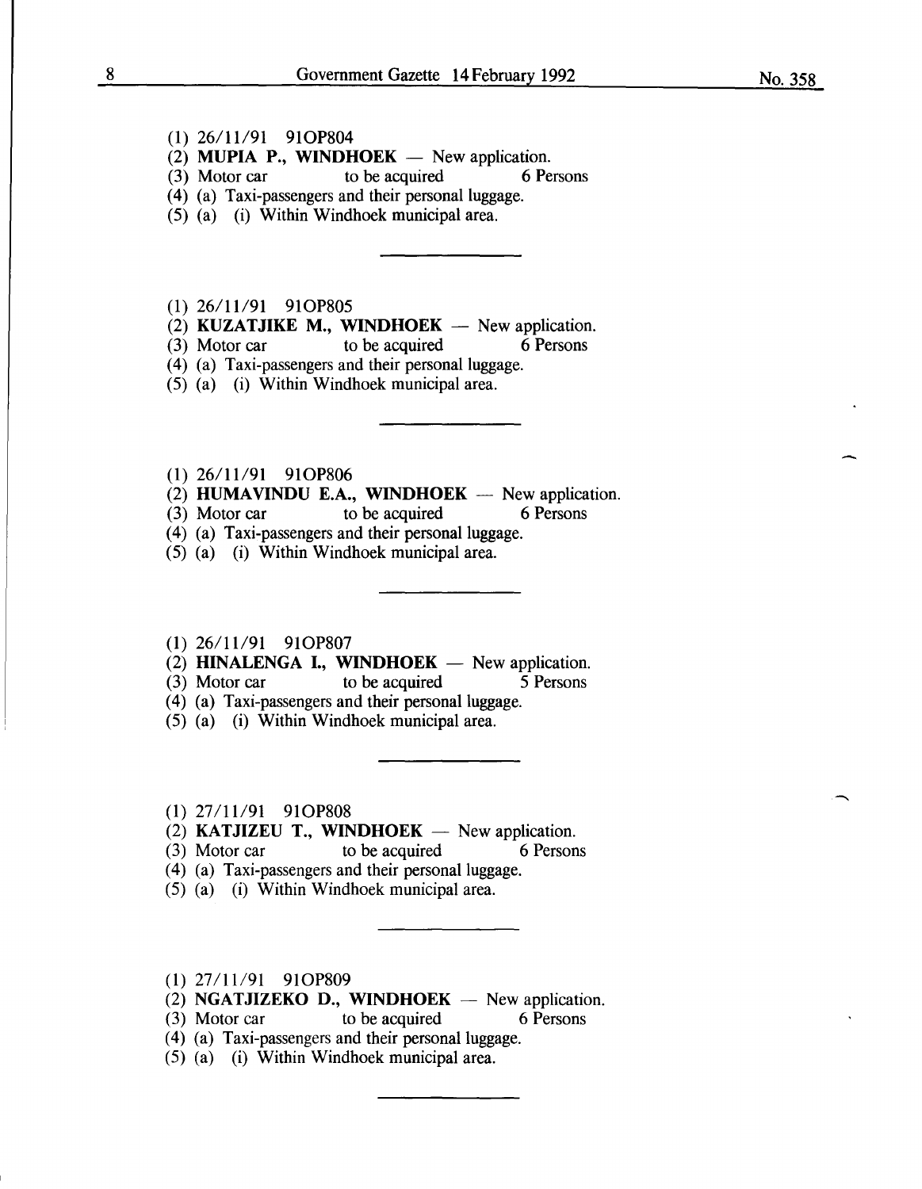(1) 26/11/91 91OP804
(2) **MUPIA P., WINDHOEK** — New application.
(3) Motor car to be acquired 6 Persons
(4) (a) Taxi-passengers and their personal luggage.
(5) (a) (i) Within Windhoek municipal area.

---

(1) 26/11/91 91OP805
(2) **KUZATJIKE M., WINDHOEK** — New application.
(3) Motor car to be acquired 6 Persons
(4) (a) Taxi-passengers and their personal luggage.
(5) (a) (i) Within Windhoek municipal area.

---

(1) 26/11/91 91OP806
(2) **HUMAVINDU E.A., WINDHOEK** — New application.
(3) Motor car to be acquired 6 Persons
(4) (a) Taxi-passengers and their personal luggage.
(5) (a) (i) Within Windhoek municipal area.

---

(1) 26/11/91 91OP807
(2) **HINALENGA I., WINDHOEK** — New application.
(3) Motor car to be acquired 5 Persons
(4) (a) Taxi-passengers and their personal luggage.
(5) (a) (i) Within Windhoek municipal area.

---

(1) 27/11/91 91OP808
(2) **KATJIZEU T., WINDHOEK** — New application.
(3) Motor car to be acquired 6 Persons
(4) (a) Taxi-passengers and their personal luggage.
(5) (a) (i) Within Windhoek municipal area.

---

(1) 27/11/91 91OP809
(2) **NGATJIZEKO D., WINDHOEK** — New application.
(3) Motor car to be acquired 6 Persons
(4) (a) Taxi-passengers and their personal luggage.
(5) (a) (i) Within Windhoek municipal area.

---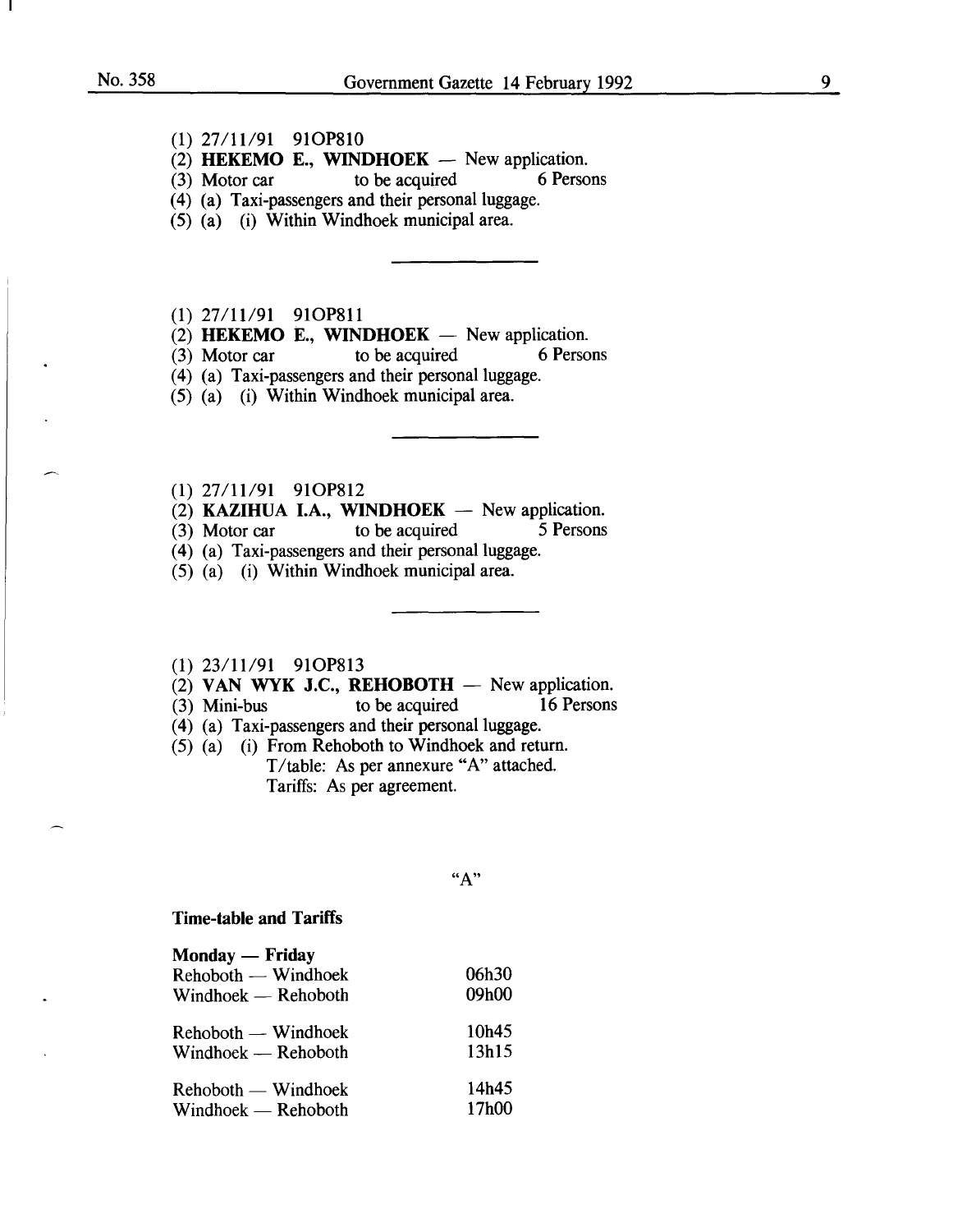(1) 27/11/91 91OP810

(2) **HEKEMO E., WINDHOEK** — New application.

(3) Motor car to be acquired 6 Persons

(4) (a) Taxi-passengers and their personal luggage.

(5) (a) (i) Within Windhoek municipal area.

---

(1) 27/11/91 91OP811

(2) **HEKEMO E., WINDHOEK** — New application.

(3) Motor car to be acquired 6 Persons

(4) (a) Taxi-passengers and their personal luggage.

(5) (a) (i) Within Windhoek municipal area.

---

(1) 27/11/91 91OP812

(2) **KAZIHUA I.A., WINDHOEK** — New application.

(3) Motor car to be acquired 5 Persons

(4) (a) Taxi-passengers and their personal luggage.

(5) (a) (i) Within Windhoek municipal area.

---

(1) 23/11/91 91OP813

(2) **VAN WYK J.C., REHOBOTH** — New application.

(3) Mini-bus to be acquired 16 Persons

(4) (a) Taxi-passengers and their personal luggage.

(5) (a) (i) From Rehoboth to Windhoek and return.
T/table: As per annexure "A" attached.
Tariffs: As per agreement.

"A"

**Time-table and Tariffs**

**Monday — Friday**

| | |
|---|---|
| Rehoboth — Windhoek | 06h30 |
| Windhoek — Rehoboth | 09h00 |
| Rehoboth — Windhoek | 10h45 |
| Windhoek — Rehoboth | 13h15 |
| Rehoboth — Windhoek | 14h45 |
| Windhoek — Rehoboth | 17h00 |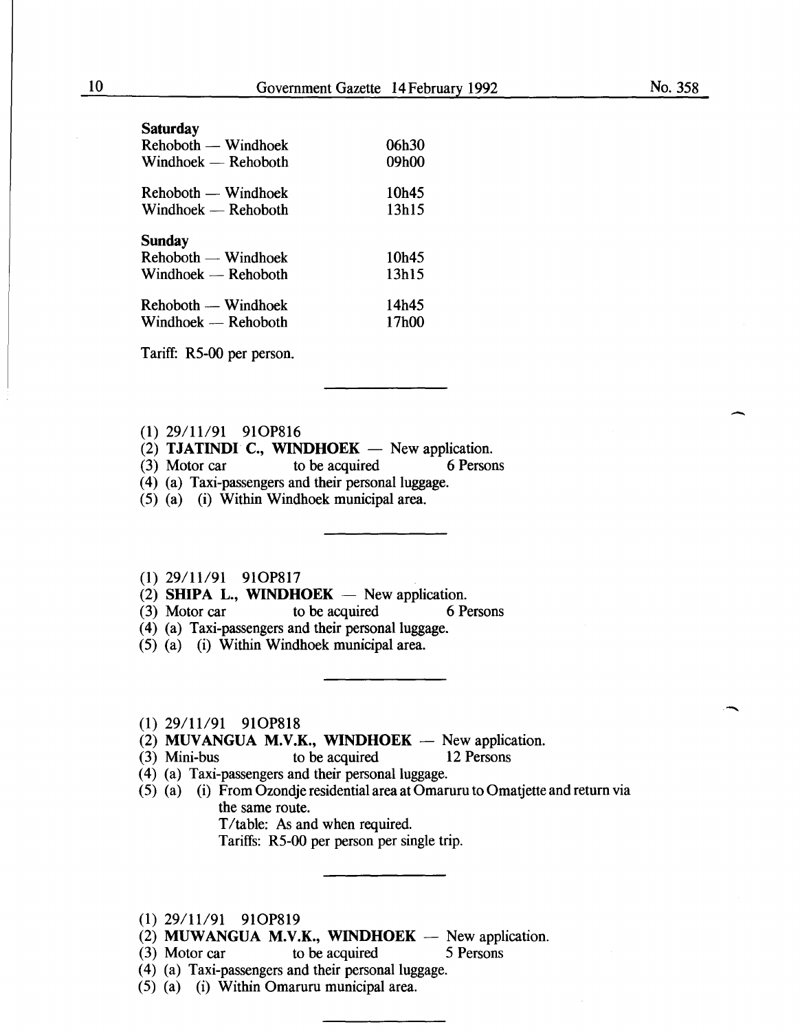**Saturday**

| | |
|---|---|
| Rehoboth — Windhoek | 06h30 |
| Windhoek — Rehoboth | 09h00 |
| Rehoboth — Windhoek | 10h45 |
| Windhoek — Rehoboth | 13h15 |

**Sunday**

| | |
|---|---|
| Rehoboth — Windhoek | 10h45 |
| Windhoek — Rehoboth | 13h15 |
| Rehoboth — Windhoek | 14h45 |
| Windhoek — Rehoboth | 17h00 |

Tariff: R5-00 per person.

---

(1) 29/11/91 91OP816
(2) **TJATINDI C., WINDHOEK** — New application.
(3) Motor car to be acquired 6 Persons
(4) (a) Taxi-passengers and their personal luggage.
(5) (a) (i) Within Windhoek municipal area.

---

(1) 29/11/91 91OP817
(2) **SHIPA L., WINDHOEK** — New application.
(3) Motor car to be acquired 6 Persons
(4) (a) Taxi-passengers and their personal luggage.
(5) (a) (i) Within Windhoek municipal area.

---

(1) 29/11/91 91OP818
(2) **MUVANGUA M.V.K., WINDHOEK** — New application.
(3) Mini-bus to be acquired 12 Persons
(4) (a) Taxi-passengers and their personal luggage.
(5) (a) (i) From Ozondje residential area at Omaruru to Omatjette and return via the same route.
T/table: As and when required.
Tariffs: R5-00 per person per single trip.

---

(1) 29/11/91 91OP819
(2) **MUWANGUA M.V.K., WINDHOEK** — New application.
(3) Motor car to be acquired 5 Persons
(4) (a) Taxi-passengers and their personal luggage.
(5) (a) (i) Within Omaruru municipal area.

---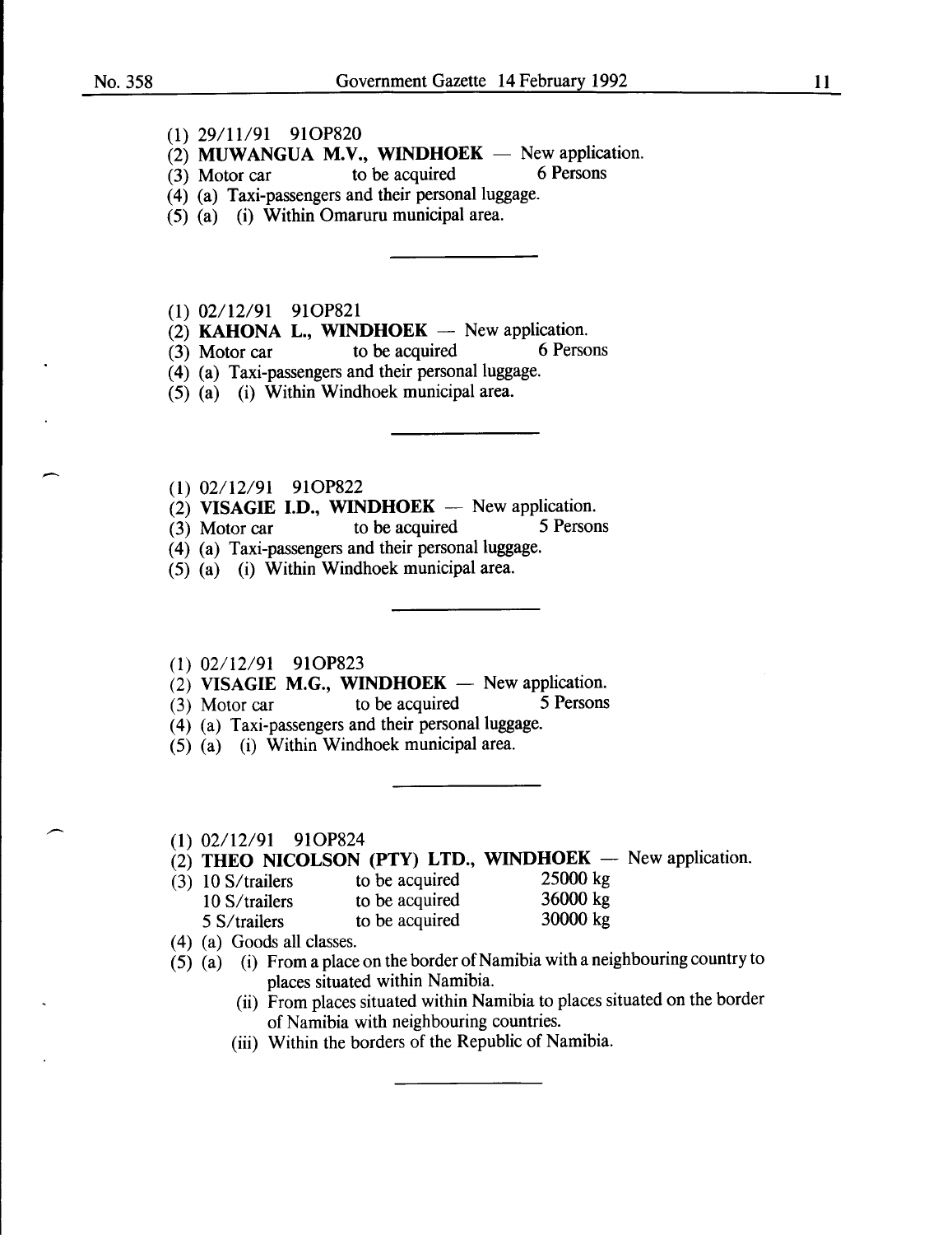(1) 29/11/91 91OP820
(2) **MUWANGUA M.V., WINDHOEK** — New application.
(3) Motor car to be acquired 6 Persons
(4) (a) Taxi-passengers and their personal luggage.
(5) (a) (i) Within Omaruru municipal area.

---

(1) 02/12/91 91OP821
(2) **KAHONA L., WINDHOEK** — New application.
(3) Motor car to be acquired 6 Persons
(4) (a) Taxi-passengers and their personal luggage.
(5) (a) (i) Within Windhoek municipal area.

---

(1) 02/12/91 91OP822
(2) **VISAGIE I.D., WINDHOEK** — New application.
(3) Motor car to be acquired 5 Persons
(4) (a) Taxi-passengers and their personal luggage.
(5) (a) (i) Within Windhoek municipal area.

---

(1) 02/12/91 91OP823
(2) **VISAGIE M.G., WINDHOEK** — New application.
(3) Motor car to be acquired 5 Persons
(4) (a) Taxi-passengers and their personal luggage.
(5) (a) (i) Within Windhoek municipal area.

---

(1) 02/12/91 91OP824
(2) **THEO NICOLSON (PTY) LTD., WINDHOEK** — New application.
(3) 10 S/trailers to be acquired 25000 kg
10 S/trailers to be acquired 36000 kg
5 S/trailers to be acquired 30000 kg
(4) (a) Goods all classes.
(5) (a) (i) From a place on the border of Namibia with a neighbouring country to places situated within Namibia.
(ii) From places situated within Namibia to places situated on the border of Namibia with neighbouring countries.
(iii) Within the borders of the Republic of Namibia.

---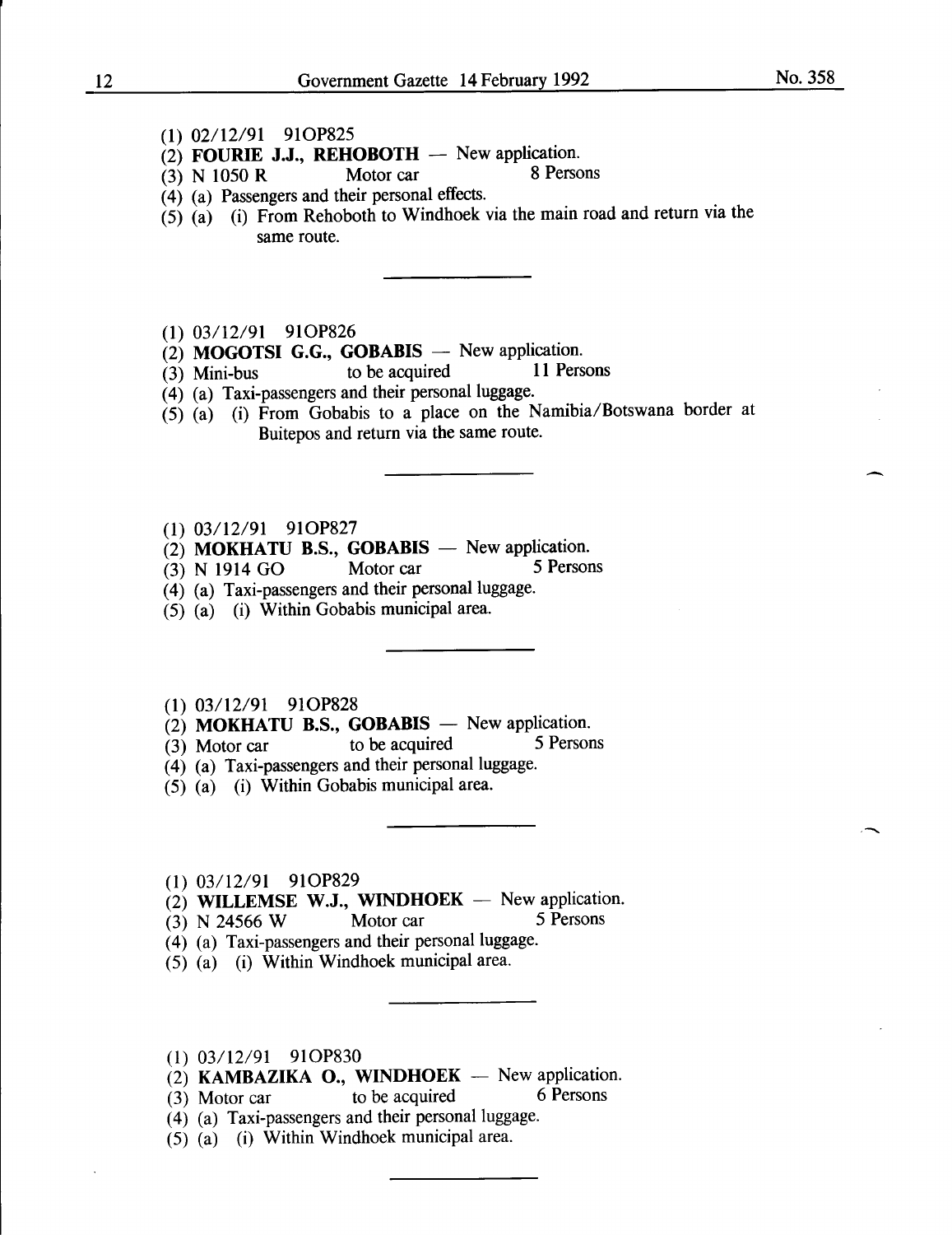(1) 02/12/91 91OP825
(2) **FOURIE J.J., REHOBOTH** — New application.
(3) N 1050 R Motor car 8 Persons
(4) (a) Passengers and their personal effects.
(5) (a) (i) From Rehoboth to Windhoek via the main road and return via the same route.

---

(1) 03/12/91 91OP826
(2) **MOGOTSI G.G., GOBABIS** — New application.
(3) Mini-bus to be acquired 11 Persons
(4) (a) Taxi-passengers and their personal luggage.
(5) (a) (i) From Gobabis to a place on the Namibia/Botswana border at Buitepos and return via the same route.

---

(1) 03/12/91 91OP827
(2) **MOKHATU B.S., GOBABIS** — New application.
(3) N 1914 GO Motor car 5 Persons
(4) (a) Taxi-passengers and their personal luggage.
(5) (a) (i) Within Gobabis municipal area.

---

(1) 03/12/91 91OP828
(2) **MOKHATU B.S., GOBABIS** — New application.
(3) Motor car to be acquired 5 Persons
(4) (a) Taxi-passengers and their personal luggage.
(5) (a) (i) Within Gobabis municipal area.

---

(1) 03/12/91 91OP829
(2) **WILLEMSE W.J., WINDHOEK** — New application.
(3) N 24566 W Motor car 5 Persons
(4) (a) Taxi-passengers and their personal luggage.
(5) (a) (i) Within Windhoek municipal area.

---

(1) 03/12/91 91OP830
(2) **KAMBAZIKA O., WINDHOEK** — New application.
(3) Motor car to be acquired 6 Persons
(4) (a) Taxi-passengers and their personal luggage.
(5) (a) (i) Within Windhoek municipal area.

---